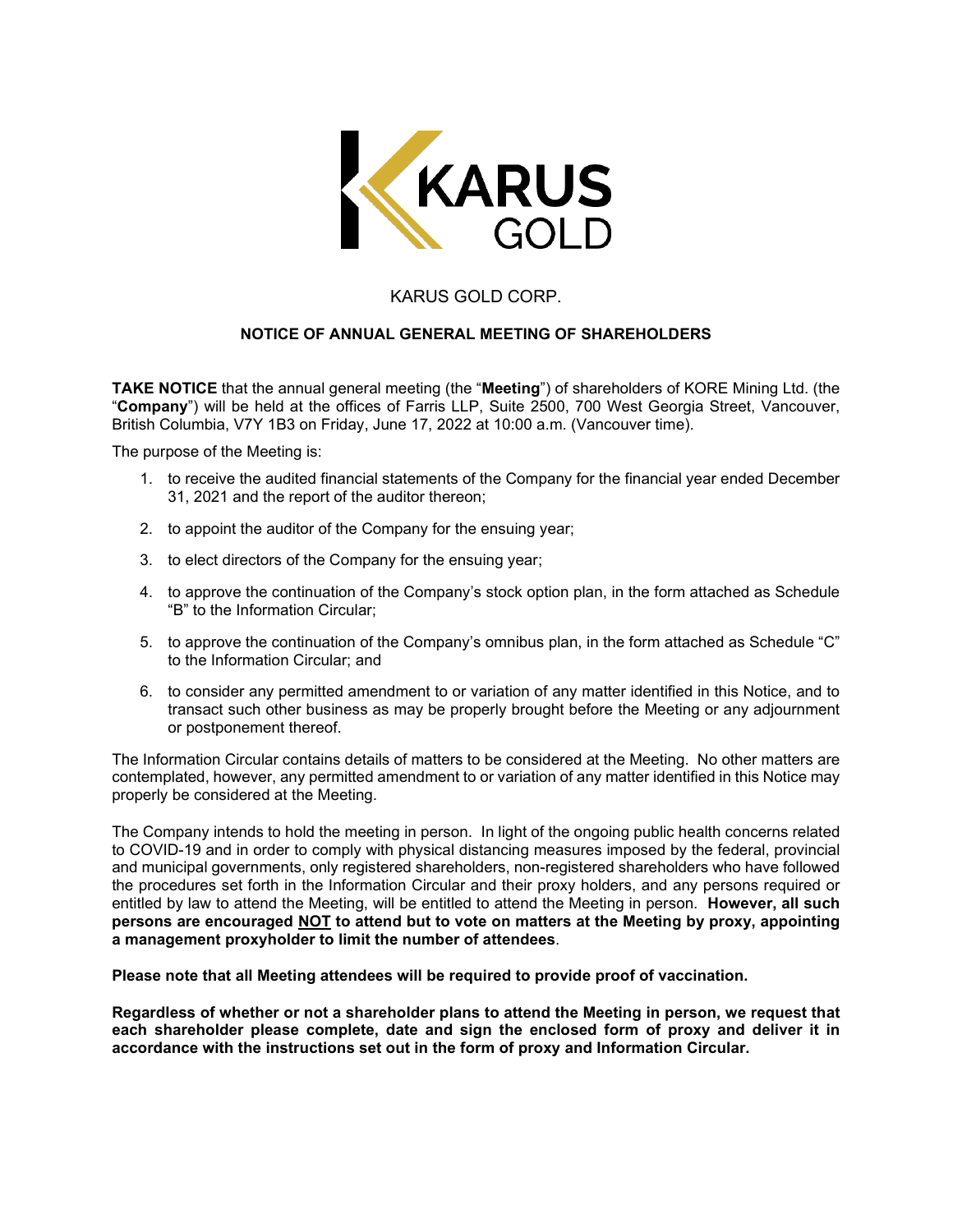KARUS GOLD

KARUS GOLD CORP.

## NOTICE OF ANNUAL GENERAL MEETING OF SHAREHOLDERS

**TAKE NOTICE** that the annual general meeting (the "**Meeting**") of shareholders of KORE Mining Ltd. (the "**Company**") will be held at the offices of Farris LLP, Suite 2500, 700 West Georgia Street, Vancouver, British Columbia, V7Y 1B3 on Friday, June 17, 2022 at 10:00 a.m. (Vancouver time).

The purpose of the Meeting is:

1. to receive the audited financial statements of the Company for the financial year ended December 31, 2021 and the report of the auditor thereon;
2. to appoint the auditor of the Company for the ensuing year;
3. to elect directors of the Company for the ensuing year;
4. to approve the continuation of the Company's stock option plan, in the form attached as Schedule "B" to the Information Circular;
5. to approve the continuation of the Company's omnibus plan, in the form attached as Schedule "C" to the Information Circular; and
6. to consider any permitted amendment to or variation of any matter identified in this Notice, and to transact such other business as may be properly brought before the Meeting or any adjournment or postponement thereof.

The Information Circular contains details of matters to be considered at the Meeting. No other matters are contemplated, however, any permitted amendment to or variation of any matter identified in this Notice may properly be considered at the Meeting.

The Company intends to hold the meeting in person. In light of the ongoing public health concerns related to COVID-19 and in order to comply with physical distancing measures imposed by the federal, provincial and municipal governments, only registered shareholders, non-registered shareholders who have followed the procedures set forth in the Information Circular and their proxy holders, and any persons required or entitled by law to attend the Meeting, will be entitled to attend the Meeting in person. **However, all such persons are encouraged NOT to attend but to vote on matters at the Meeting by proxy, appointing a management proxyholder to limit the number of attendees**.

**Please note that all Meeting attendees will be required to provide proof of vaccination.**

**Regardless of whether or not a shareholder plans to attend the Meeting in person, we request that each shareholder please complete, date and sign the enclosed form of proxy and deliver it in accordance with the instructions set out in the form of proxy and Information Circular.**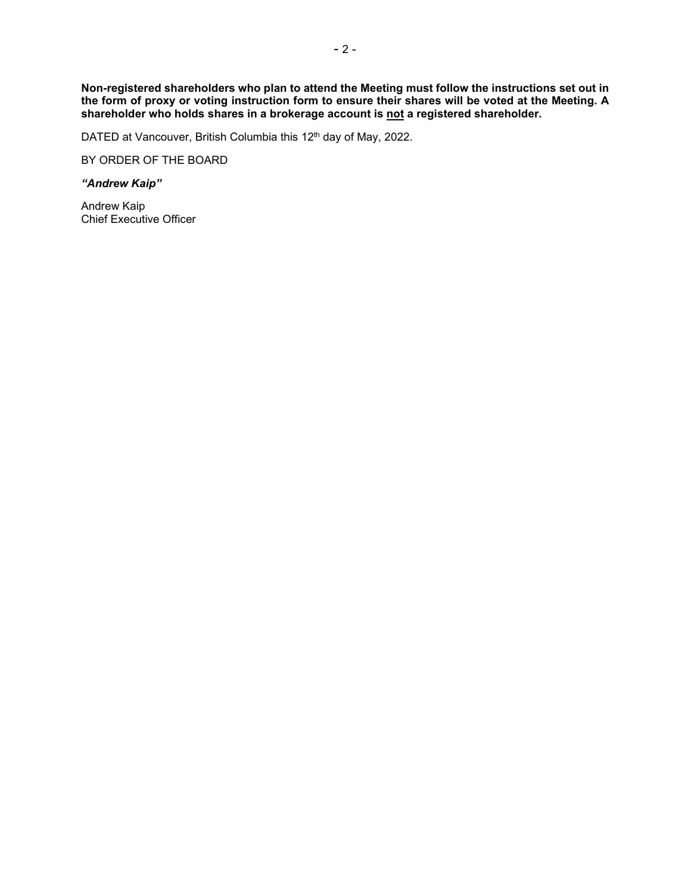**Non-registered shareholders who plan to attend the Meeting must follow the instructions set out in the form of proxy or voting instruction form to ensure their shares will be voted at the Meeting. A shareholder who holds shares in a brokerage account is not a registered shareholder.**

DATED at Vancouver, British Columbia this 12th day of May, 2022.

BY ORDER OF THE BOARD

***"Andrew Kaip"***

Andrew Kaip
Chief Executive Officer